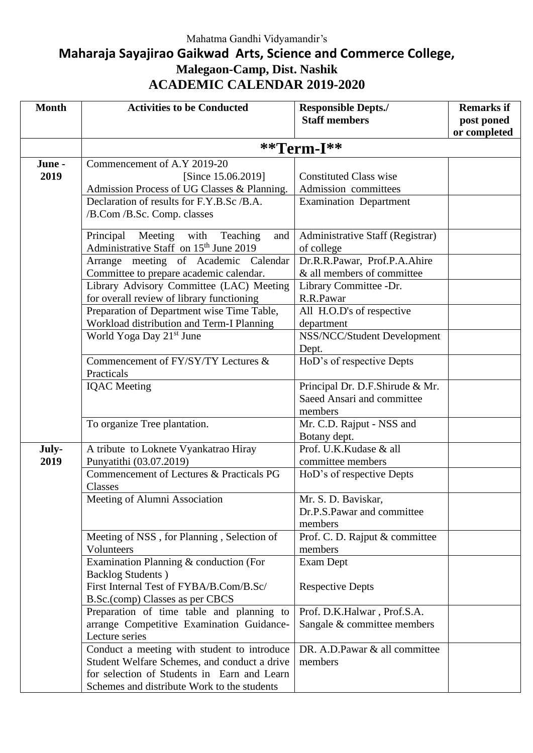Mahatma Gandhi Vidyamandir's

# Maharaja Sayajirao Gaikwad Arts, Science and Commerce College,

## Malegaon-Camp, Dist. Nashik

## ACADEMIC CALENDAR 2019-2020

| Month | Activities to be Conducted | Responsible Depts./ Staff members | Remarks if post poned or completed |
|---|---|---|---|
| | **\*\*Term-I\*\*** | | |
| June - 2019 | Commencement of A.Y 2019-20 [Since 15.06.2019] Admission Process of UG Classes & Planning. | Constituted Class wise Admission committees | |
| | Declaration of results for F.Y.B.Sc /B.A. /B.Com /B.Sc. Comp. classes | Examination Department | |
| | Principal Meeting with Teaching and Administrative Staff on 15th June 2019 | Administrative Staff (Registrar) of college | |
| | Arrange meeting of Academic Calendar Committee to prepare academic calendar. | Dr.R.R.Pawar, Prof.P.A.Ahire & all members of committee | |
| | Library Advisory Committee (LAC) Meeting for overall review of library functioning | Library Committee -Dr. R.R.Pawar | |
| | Preparation of Department wise Time Table, Workload distribution and Term-I Planning | All H.O.D's of respective department | |
| | World Yoga Day 21st June | NSS/NCC/Student Development Dept. | |
| | Commencement of FY/SY/TY Lectures & Practicals | HoD's of respective Depts | |
| | IQAC Meeting | Principal Dr. D.F.Shirude & Mr. Saeed Ansari and committee members | |
| | To organize Tree plantation. | Mr. C.D. Rajput - NSS and Botany dept. | |
| July- 2019 | A tribute to Loknete Vyankatrao Hiray Punyatithi (03.07.2019) | Prof. U.K.Kudase & all committee members | |
| | Commencement of Lectures & Practicals PG Classes | HoD's of respective Depts | |
| | Meeting of Alumni Association | Mr. S. D. Baviskar, Dr.P.S.Pawar and committee members | |
| | Meeting of NSS , for Planning , Selection of Volunteers | Prof. C. D. Rajput & committee members | |
| | Examination Planning & conduction (For Backlog Students ) First Internal Test of FYBA/B.Com/B.Sc/ B.Sc.(comp) Classes as per CBCS | Exam Dept Respective Depts | |
| | Preparation of time table and planning to arrange Competitive Examination Guidance-Lecture series | Prof. D.K.Halwar , Prof.S.A. Sangale & committee members | |
| | Conduct a meeting with student to introduce Student Welfare Schemes, and conduct a drive for selection of Students in Earn and Learn Schemes and distribute Work to the students | DR. A.D.Pawar & all committee members | |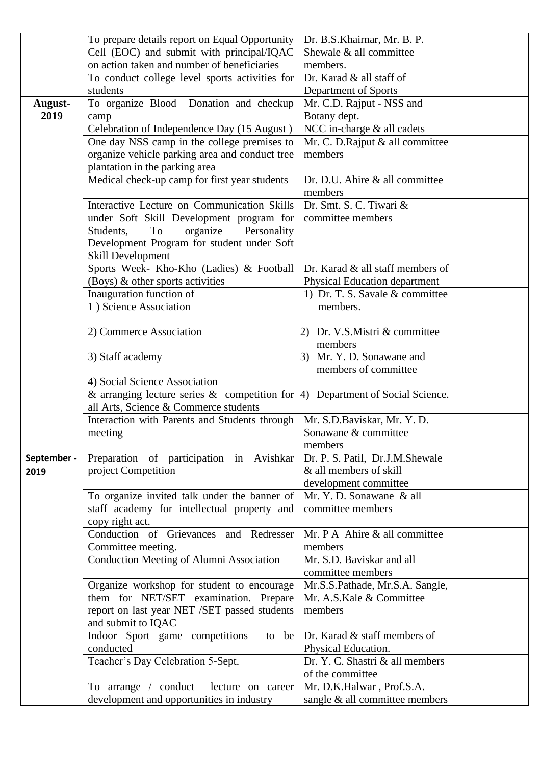| | | | |
|---|---|---|---|
| | To prepare details report on Equal Opportunity Cell (EOC) and submit with principal/IQAC on action taken and number of beneficiaries | Dr. B.S.Khairnar, Mr. B. P. Shewale & all committee members. | |
| | To conduct college level sports activities for students | Dr. Karad & all staff of Department of Sports | |
| **August-2019** | To organize Blood Donation and checkup camp | Mr. C.D. Rajput - NSS and Botany dept. | |
| | Celebration of Independence Day (15 August ) | NCC in-charge & all cadets | |
| | One day NSS camp in the college premises to organize vehicle parking area and conduct tree plantation in the parking area | Mr. C. D.Rajput & all committee members | |
| | Medical check-up camp for first year students | Dr. D.U. Ahire & all committee members | |
| | Interactive Lecture on Communication Skills under Soft Skill Development program for Students, To organize Personality Development Program for student under Soft Skill Development | Dr. Smt. S. C. Tiwari & committee members | |
| | Sports Week- Kho-Kho (Ladies) & Football (Boys) & other sports activities | Dr. Karad & all staff members of Physical Education department | |
| | Inauguration function of<br>1 ) Science Association<br>2) Commerce Association<br>3) Staff academy<br>4) Social Science Association & arranging lecture series & competition for all Arts, Science & Commerce students | 1) Dr. T. S. Savale & committee members.<br>2) Dr. V.S.Mistri & committee members<br>3) Mr. Y. D. Sonawane and members of committee<br>4) Department of Social Science. | |
| | Interaction with Parents and Students through meeting | Mr. S.D.Baviskar, Mr. Y. D. Sonawane & committee members | |
| **September - 2019** | Preparation of participation in Avishkar project Competition | Dr. P. S. Patil, Dr.J.M.Shewale & all members of skill development committee | |
| | To organize invited talk under the banner of staff academy for intellectual property and copy right act. | Mr. Y. D. Sonawane & all committee members | |
| | Conduction of Grievances and Redresser Committee meeting. | Mr. P A Ahire & all committee members | |
| | Conduction Meeting of Alumni Association | Mr. S.D. Baviskar and all committee members | |
| | Organize workshop for student to encourage them for NET/SET examination. Prepare report on last year NET /SET passed students and submit to IQAC | Mr.S.S.Pathade, Mr.S.A. Sangle, Mr. A.S.Kale & Committee members | |
| | Indoor Sport game competitions to be conducted | Dr. Karad & staff members of Physical Education. | |
| | Teacher's Day Celebration 5-Sept. | Dr. Y. C. Shastri & all members of the committee | |
| | To arrange / conduct lecture on career development and opportunities in industry | Mr. D.K.Halwar , Prof.S.A. sangle & all committee members | |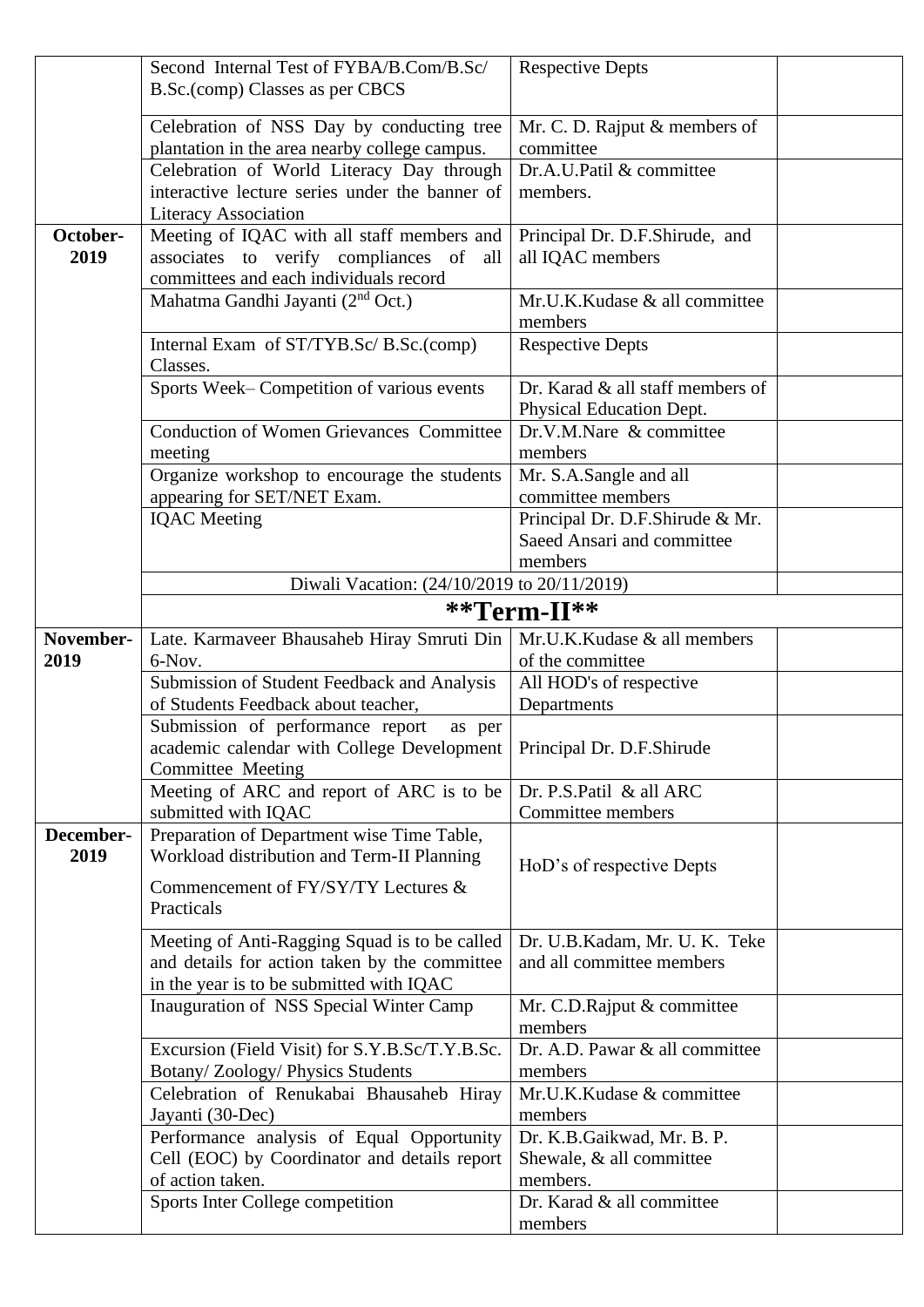| | | | |
|---|---|---|---|
| | Second Internal Test of FYBA/B.Com/B.Sc/ B.Sc.(comp) Classes as per CBCS | Respective Depts | |
| | Celebration of NSS Day by conducting tree plantation in the area nearby college campus. | Mr. C. D. Rajput & members of committee | |
| | Celebration of World Literacy Day through interactive lecture series under the banner of Literacy Association | Dr.A.U.Patil & committee members. | |
| **October-2019** | Meeting of IQAC with all staff members and associates to verify compliances of all committees and each individuals record | Principal Dr. D.F.Shirude, and all IQAC members | |
| | Mahatma Gandhi Jayanti (2nd Oct.) | Mr.U.K.Kudase & all committee members | |
| | Internal Exam of ST/TYB.Sc/ B.Sc.(comp) Classes. | Respective Depts | |
| | Sports Week– Competition of various events | Dr. Karad & all staff members of Physical Education Dept. | |
| | Conduction of Women Grievances Committee meeting | Dr.V.M.Nare & committee members | |
| | Organize workshop to encourage the students appearing for SET/NET Exam. | Mr. S.A.Sangle and all committee members | |
| | IQAC Meeting | Principal Dr. D.F.Shirude & Mr. Saeed Ansari and committee members | |
| | Diwali Vacation: (24/10/2019 to 20/11/2019) | | |
| | **\*\*Term-II\*\*** | | |
| **November-2019** | Late. Karmaveer Bhausaheb Hiray Smruti Din 6-Nov. | Mr.U.K.Kudase & all members of the committee | |
| | Submission of Student Feedback and Analysis of Students Feedback about teacher, | All HOD's of respective Departments | |
| | Submission of performance report as per academic calendar with College Development Committee Meeting | Principal Dr. D.F.Shirude | |
| | Meeting of ARC and report of ARC is to be submitted with IQAC | Dr. P.S.Patil & all ARC Committee members | |
| **December-2019** | Preparation of Department wise Time Table, Workload distribution and Term-II Planning<br>Commencement of FY/SY/TY Lectures & Practicals | HoD's of respective Depts | |
| | Meeting of Anti-Ragging Squad is to be called and details for action taken by the committee in the year is to be submitted with IQAC | Dr. U.B.Kadam, Mr. U. K. Teke and all committee members | |
| | Inauguration of NSS Special Winter Camp | Mr. C.D.Rajput & committee members | |
| | Excursion (Field Visit) for S.Y.B.Sc/T.Y.B.Sc. Botany/ Zoology/ Physics Students | Dr. A.D. Pawar & all committee members | |
| | Celebration of Renukabai Bhausaheb Hiray Jayanti (30-Dec) | Mr.U.K.Kudase & committee members | |
| | Performance analysis of Equal Opportunity Cell (EOC) by Coordinator and details report of action taken. | Dr. K.B.Gaikwad, Mr. B. P. Shewale, & all committee members. | |
| | Sports Inter College competition | Dr. Karad & all committee members | |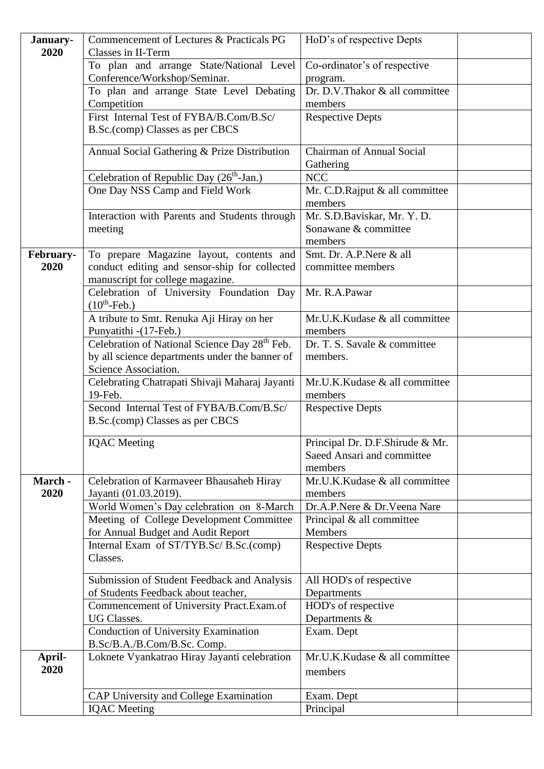| January-2020 | Commencement of Lectures & Practicals PG Classes in II-Term | HoD's of respective Depts | |
|---|---|---|---|
| | To plan and arrange State/National Level Conference/Workshop/Seminar. | Co-ordinator's of respective program. | |
| | To plan and arrange State Level Debating Competition | Dr. D.V.Thakor & all committee members | |
| | First Internal Test of FYBA/B.Com/B.Sc/ B.Sc.(comp) Classes as per CBCS | Respective Depts | |
| | Annual Social Gathering & Prize Distribution | Chairman of Annual Social Gathering | |
| | Celebration of Republic Day (26th-Jan.) | NCC | |
| | One Day NSS Camp and Field Work | Mr. C.D.Rajput & all committee members | |
| | Interaction with Parents and Students through meeting | Mr. S.D.Baviskar, Mr. Y. D. Sonawane & committee members | |
| February-2020 | To prepare Magazine layout, contents and conduct editing and sensor-ship for collected manuscript for college magazine. | Smt. Dr. A.P.Nere & all committee members | |
| | Celebration of University Foundation Day (10th-Feb.) | Mr. R.A.Pawar | |
| | A tribute to Smt. Renuka Aji Hiray on her Punyatithi -(17-Feb.) | Mr.U.K.Kudase & all committee members | |
| | Celebration of National Science Day 28th Feb. by all science departments under the banner of Science Association. | Dr. T. S. Savale & committee members. | |
| | Celebrating Chatrapati Shivaji Maharaj Jayanti 19-Feb. | Mr.U.K.Kudase & all committee members | |
| | Second Internal Test of FYBA/B.Com/B.Sc/ B.Sc.(comp) Classes as per CBCS | Respective Depts | |
| | IQAC Meeting | Principal Dr. D.F.Shirude & Mr. Saeed Ansari and committee members | |
| March - 2020 | Celebration of Karmaveer Bhausaheb Hiray Jayanti (01.03.2019). | Mr.U.K.Kudase & all committee members | |
| | World Women's Day celebration on 8-March | Dr.A.P.Nere & Dr.Veena Nare | |
| | Meeting of College Development Committee for Annual Budget and Audit Report | Principal & all committee Members | |
| | Internal Exam of ST/TYB.Sc/ B.Sc.(comp) Classes. | Respective Depts | |
| | Submission of Student Feedback and Analysis of Students Feedback about teacher, | All HOD's of respective Departments | |
| | Commencement of University Pract.Exam.of UG Classes. | HOD's of respective Departments & | |
| | Conduction of University Examination B.Sc/B.A./B.Com/B.Sc. Comp. | Exam. Dept | |
| April-2020 | Loknete Vyankatrao Hiray Jayanti celebration | Mr.U.K.Kudase & all committee members | |
| | CAP University and College Examination | Exam. Dept | |
| | IQAC Meeting | Principal | |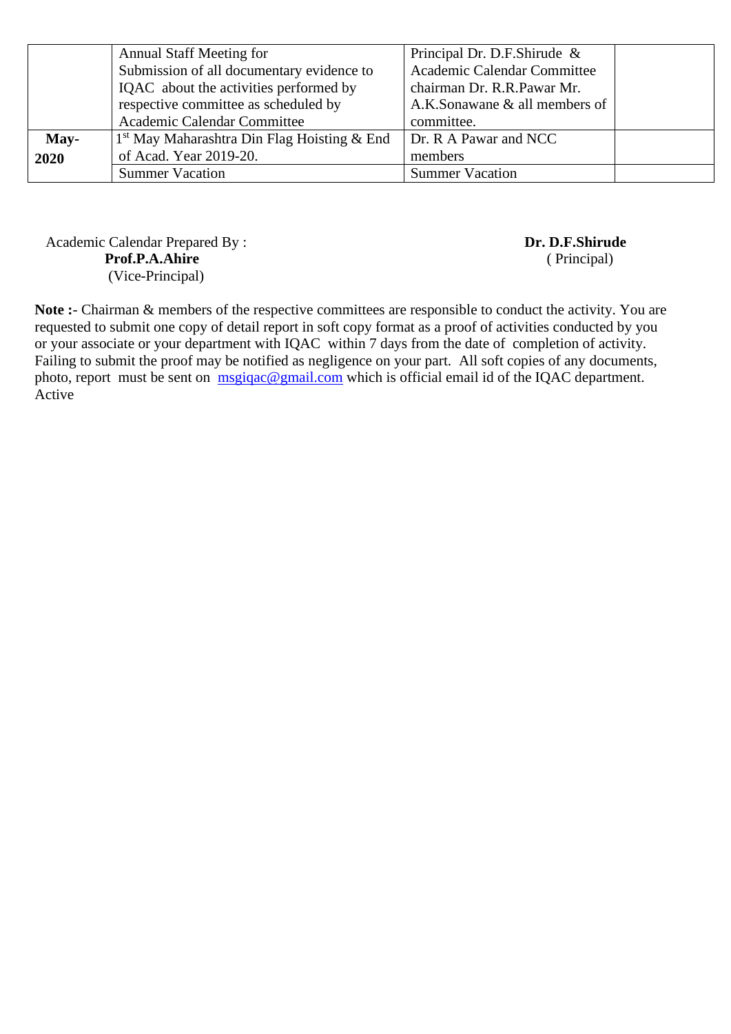| | | | |
|---|---|---|---|
| | Annual Staff Meeting for Submission of all documentary evidence to IQAC about the activities performed by respective committee as scheduled by Academic Calendar Committee | Principal Dr. D.F.Shirude & Academic Calendar Committee chairman Dr. R.R.Pawar Mr. A.K.Sonawane & all members of committee. | |
| **May-2020** | 1st May Maharashtra Din Flag Hoisting & End of Acad. Year 2019-20. | Dr. R A Pawar and NCC members | |
| | Summer Vacation | Summer Vacation | |

Academic Calendar Prepared By :
**Prof.P.A.Ahire**
(Vice-Principal)

**Dr. D.F.Shirude**
( Principal)

**Note :-** Chairman & members of the respective committees are responsible to conduct the activity. You are requested to submit one copy of detail report in soft copy format as a proof of activities conducted by you or your associate or your department with IQAC within 7 days from the date of completion of activity. Failing to submit the proof may be notified as negligence on your part. All soft copies of any documents, photo, report must be sent on msgiqac@gmail.com which is official email id of the IQAC department. Active